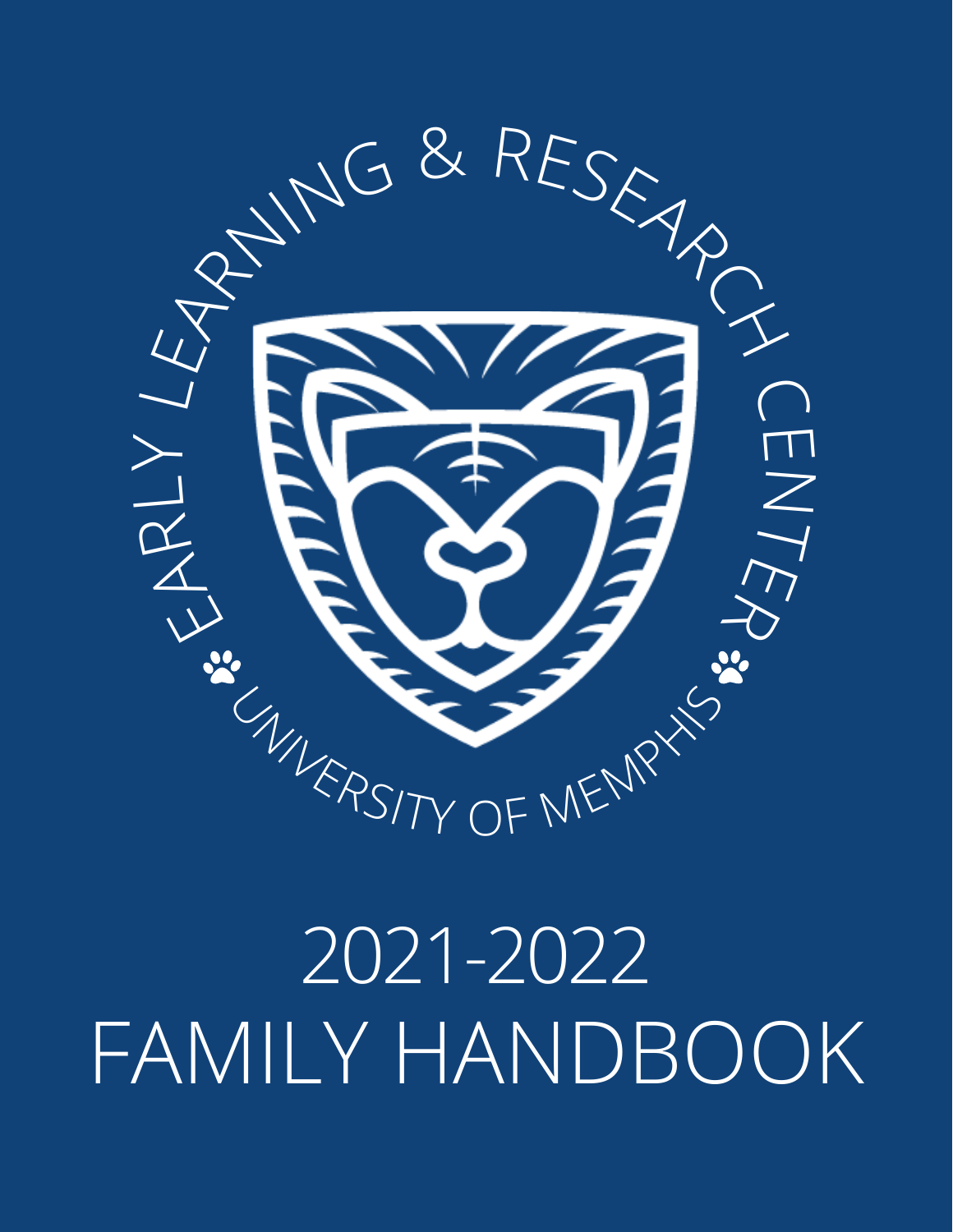EARLY LEARNING & RESEARCH CENTER

UNIVERSITY OF MEMPHIS

# 2021-2022 FAMILY HANDBOOK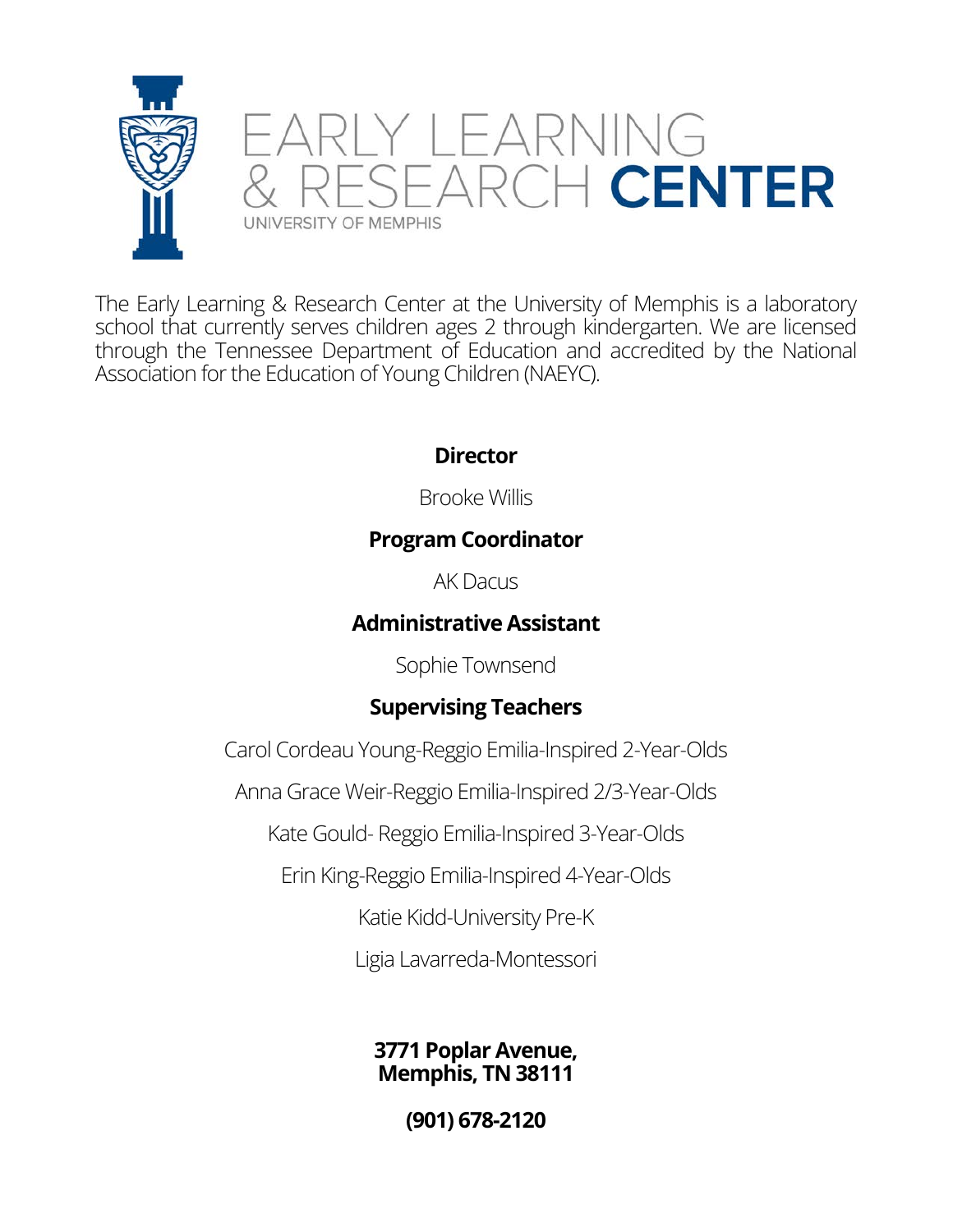# EARLY LEARNING & RESEARCH CENTER

UNIVERSITY OF MEMPHIS

The Early Learning & Research Center at the University of Memphis is a laboratory school that currently serves children ages 2 through kindergarten. We are licensed through the Tennessee Department of Education and accredited by the National Association for the Education of Young Children (NAEYC).

**Director**

Brooke Willis

**Program Coordinator**

AK Dacus

**Administrative Assistant**

Sophie Townsend

**Supervising Teachers**

Carol Cordeau Young-Reggio Emilia-Inspired 2-Year-Olds

Anna Grace Weir-Reggio Emilia-Inspired 2/3-Year-Olds

Kate Gould- Reggio Emilia-Inspired 3-Year-Olds

Erin King-Reggio Emilia-Inspired 4-Year-Olds

Katie Kidd-University Pre-K

Ligia Lavarreda-Montessori

**3771 Poplar Avenue,**
**Memphis, TN 38111**

**(901) 678-2120**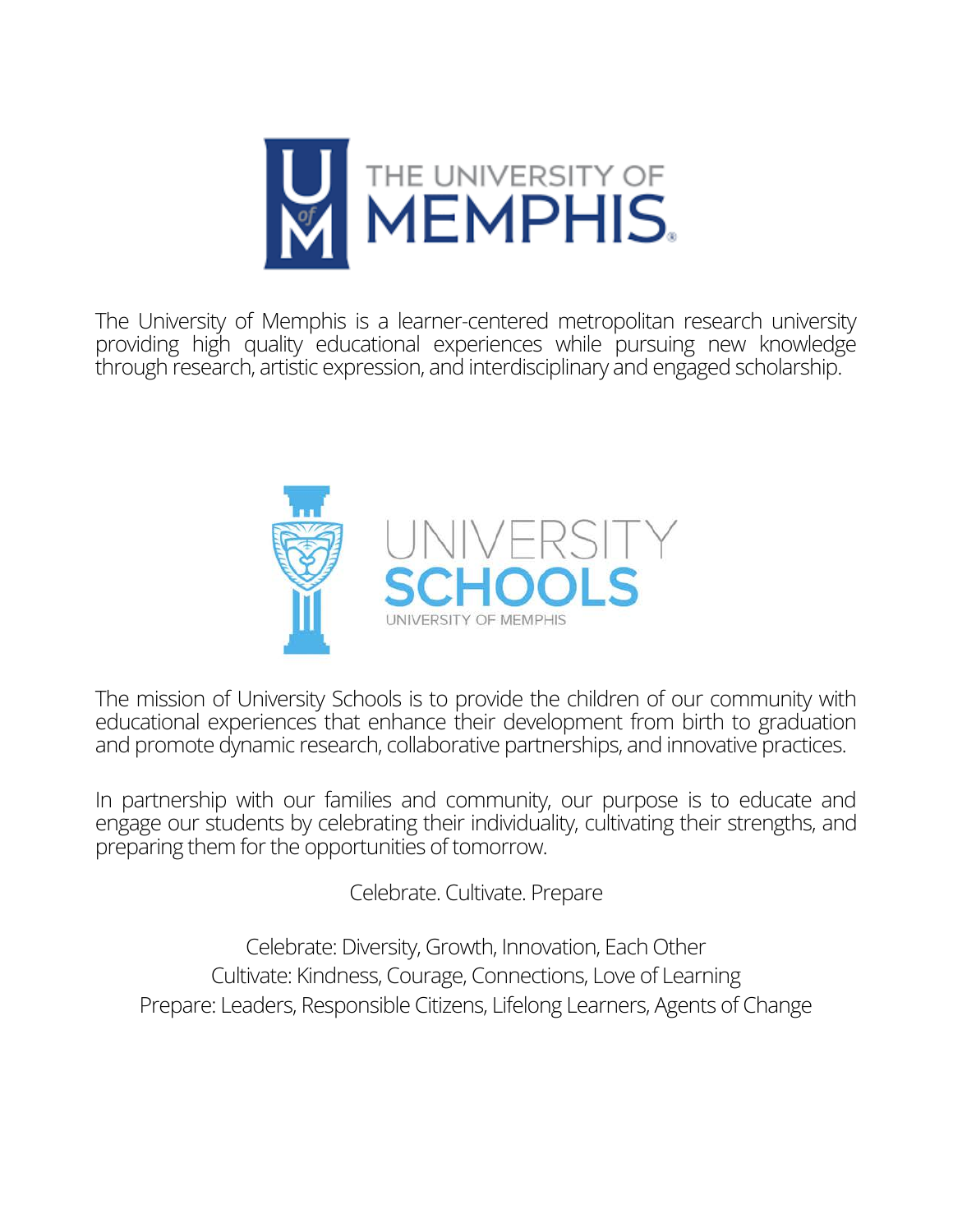The University of Memphis is a learner-centered metropolitan research university providing high quality educational experiences while pursuing new knowledge through research, artistic expression, and interdisciplinary and engaged scholarship.

The mission of University Schools is to provide the children of our community with educational experiences that enhance their development from birth to graduation and promote dynamic research, collaborative partnerships, and innovative practices.

In partnership with our families and community, our purpose is to educate and engage our students by celebrating their individuality, cultivating their strengths, and preparing them for the opportunities of tomorrow.

Celebrate. Cultivate. Prepare

Celebrate: Diversity, Growth, Innovation, Each Other
Cultivate: Kindness, Courage, Connections, Love of Learning
Prepare: Leaders, Responsible Citizens, Lifelong Learners, Agents of Change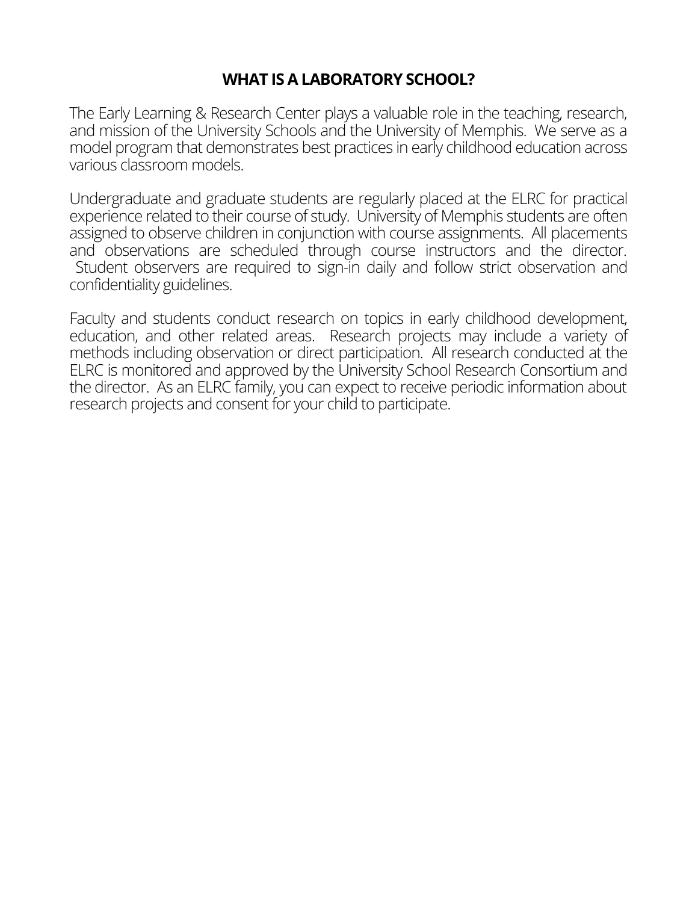## WHAT IS A LABORATORY SCHOOL?

The Early Learning & Research Center plays a valuable role in the teaching, research, and mission of the University Schools and the University of Memphis. We serve as a model program that demonstrates best practices in early childhood education across various classroom models.

Undergraduate and graduate students are regularly placed at the ELRC for practical experience related to their course of study. University of Memphis students are often assigned to observe children in conjunction with course assignments. All placements and observations are scheduled through course instructors and the director. Student observers are required to sign-in daily and follow strict observation and confidentiality guidelines.

Faculty and students conduct research on topics in early childhood development, education, and other related areas. Research projects may include a variety of methods including observation or direct participation. All research conducted at the ELRC is monitored and approved by the University School Research Consortium and the director. As an ELRC family, you can expect to receive periodic information about research projects and consent for your child to participate.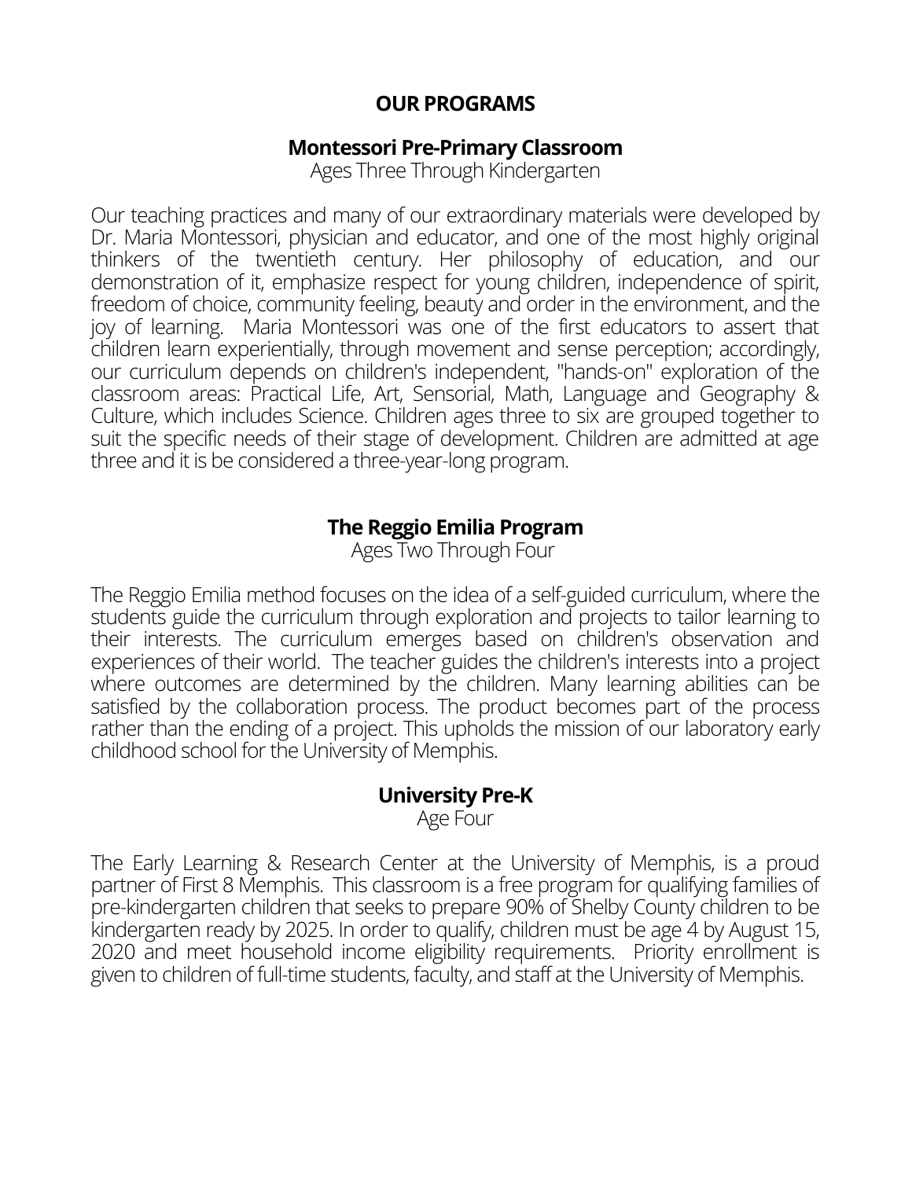# OUR PROGRAMS

## Montessori Pre-Primary Classroom

Ages Three Through Kindergarten

Our teaching practices and many of our extraordinary materials were developed by Dr. Maria Montessori, physician and educator, and one of the most highly original thinkers of the twentieth century. Her philosophy of education, and our demonstration of it, emphasize respect for young children, independence of spirit, freedom of choice, community feeling, beauty and order in the environment, and the joy of learning. Maria Montessori was one of the first educators to assert that children learn experientially, through movement and sense perception; accordingly, our curriculum depends on children's independent, "hands-on" exploration of the classroom areas: Practical Life, Art, Sensorial, Math, Language and Geography & Culture, which includes Science. Children ages three to six are grouped together to suit the specific needs of their stage of development. Children are admitted at age three and it is be considered a three-year-long program.

## The Reggio Emilia Program

Ages Two Through Four

The Reggio Emilia method focuses on the idea of a self-guided curriculum, where the students guide the curriculum through exploration and projects to tailor learning to their interests. The curriculum emerges based on children's observation and experiences of their world. The teacher guides the children's interests into a project where outcomes are determined by the children. Many learning abilities can be satisfied by the collaboration process. The product becomes part of the process rather than the ending of a project. This upholds the mission of our laboratory early childhood school for the University of Memphis.

## University Pre-K

Age Four

The Early Learning & Research Center at the University of Memphis, is a proud partner of First 8 Memphis. This classroom is a free program for qualifying families of pre-kindergarten children that seeks to prepare 90% of Shelby County children to be kindergarten ready by 2025. In order to qualify, children must be age 4 by August 15, 2020 and meet household income eligibility requirements. Priority enrollment is given to children of full-time students, faculty, and staff at the University of Memphis.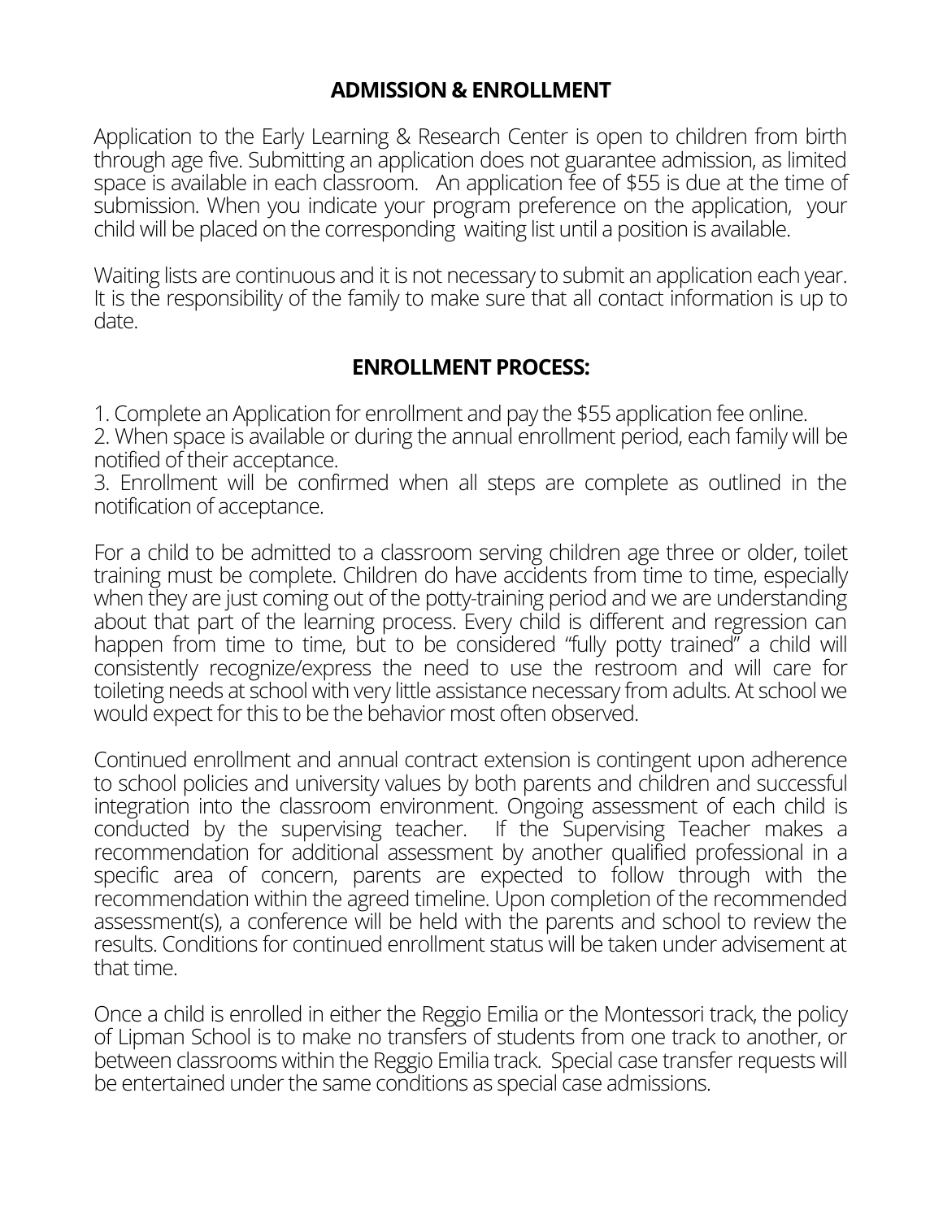## ADMISSION & ENROLLMENT

Application to the Early Learning & Research Center is open to children from birth through age five. Submitting an application does not guarantee admission, as limited space is available in each classroom. An application fee of $55 is due at the time of submission. When you indicate your program preference on the application, your child will be placed on the corresponding waiting list until a position is available.

Waiting lists are continuous and it is not necessary to submit an application each year. It is the responsibility of the family to make sure that all contact information is up to date.

## ENROLLMENT PROCESS:

1. Complete an Application for enrollment and pay the $55 application fee online.
2. When space is available or during the annual enrollment period, each family will be notified of their acceptance.
3. Enrollment will be confirmed when all steps are complete as outlined in the notification of acceptance.

For a child to be admitted to a classroom serving children age three or older, toilet training must be complete. Children do have accidents from time to time, especially when they are just coming out of the potty-training period and we are understanding about that part of the learning process. Every child is different and regression can happen from time to time, but to be considered "fully potty trained" a child will consistently recognize/express the need to use the restroom and will care for toileting needs at school with very little assistance necessary from adults. At school we would expect for this to be the behavior most often observed.

Continued enrollment and annual contract extension is contingent upon adherence to school policies and university values by both parents and children and successful integration into the classroom environment. Ongoing assessment of each child is conducted by the supervising teacher. If the Supervising Teacher makes a recommendation for additional assessment by another qualified professional in a specific area of concern, parents are expected to follow through with the recommendation within the agreed timeline. Upon completion of the recommended assessment(s), a conference will be held with the parents and school to review the results. Conditions for continued enrollment status will be taken under advisement at that time.

Once a child is enrolled in either the Reggio Emilia or the Montessori track, the policy of Lipman School is to make no transfers of students from one track to another, or between classrooms within the Reggio Emilia track. Special case transfer requests will be entertained under the same conditions as special case admissions.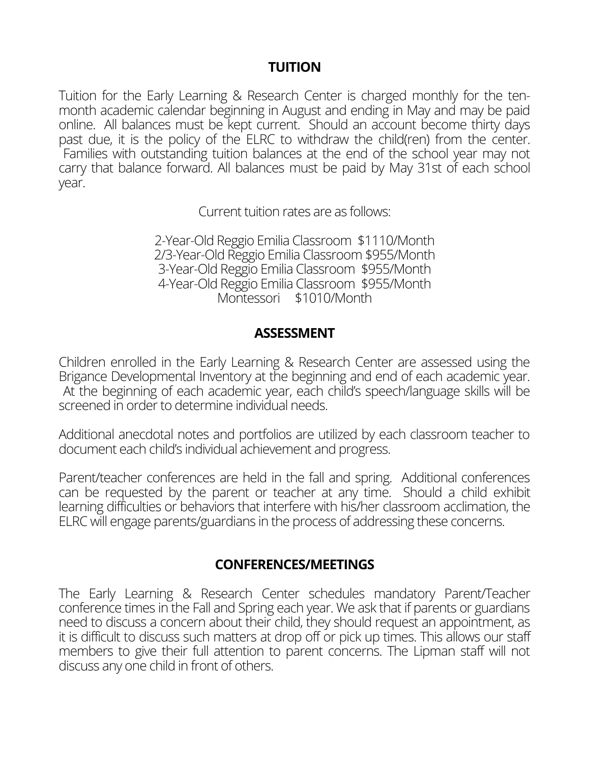## TUITION

Tuition for the Early Learning & Research Center is charged monthly for the ten-month academic calendar beginning in August and ending in May and may be paid online. All balances must be kept current. Should an account become thirty days past due, it is the policy of the ELRC to withdraw the child(ren) from the center. Families with outstanding tuition balances at the end of the school year may not carry that balance forward. All balances must be paid by May 31st of each school year.

Current tuition rates are as follows:

2-Year-Old Reggio Emilia Classroom $1110/Month
2/3-Year-Old Reggio Emilia Classroom $955/Month
3-Year-Old Reggio Emilia Classroom $955/Month
4-Year-Old Reggio Emilia Classroom $955/Month
Montessori $1010/Month

## ASSESSMENT

Children enrolled in the Early Learning & Research Center are assessed using the Brigance Developmental Inventory at the beginning and end of each academic year. At the beginning of each academic year, each child's speech/language skills will be screened in order to determine individual needs.

Additional anecdotal notes and portfolios are utilized by each classroom teacher to document each child's individual achievement and progress.

Parent/teacher conferences are held in the fall and spring. Additional conferences can be requested by the parent or teacher at any time. Should a child exhibit learning difficulties or behaviors that interfere with his/her classroom acclimation, the ELRC will engage parents/guardians in the process of addressing these concerns.

## CONFERENCES/MEETINGS

The Early Learning & Research Center schedules mandatory Parent/Teacher conference times in the Fall and Spring each year. We ask that if parents or guardians need to discuss a concern about their child, they should request an appointment, as it is difficult to discuss such matters at drop off or pick up times. This allows our staff members to give their full attention to parent concerns. The Lipman staff will not discuss any one child in front of others.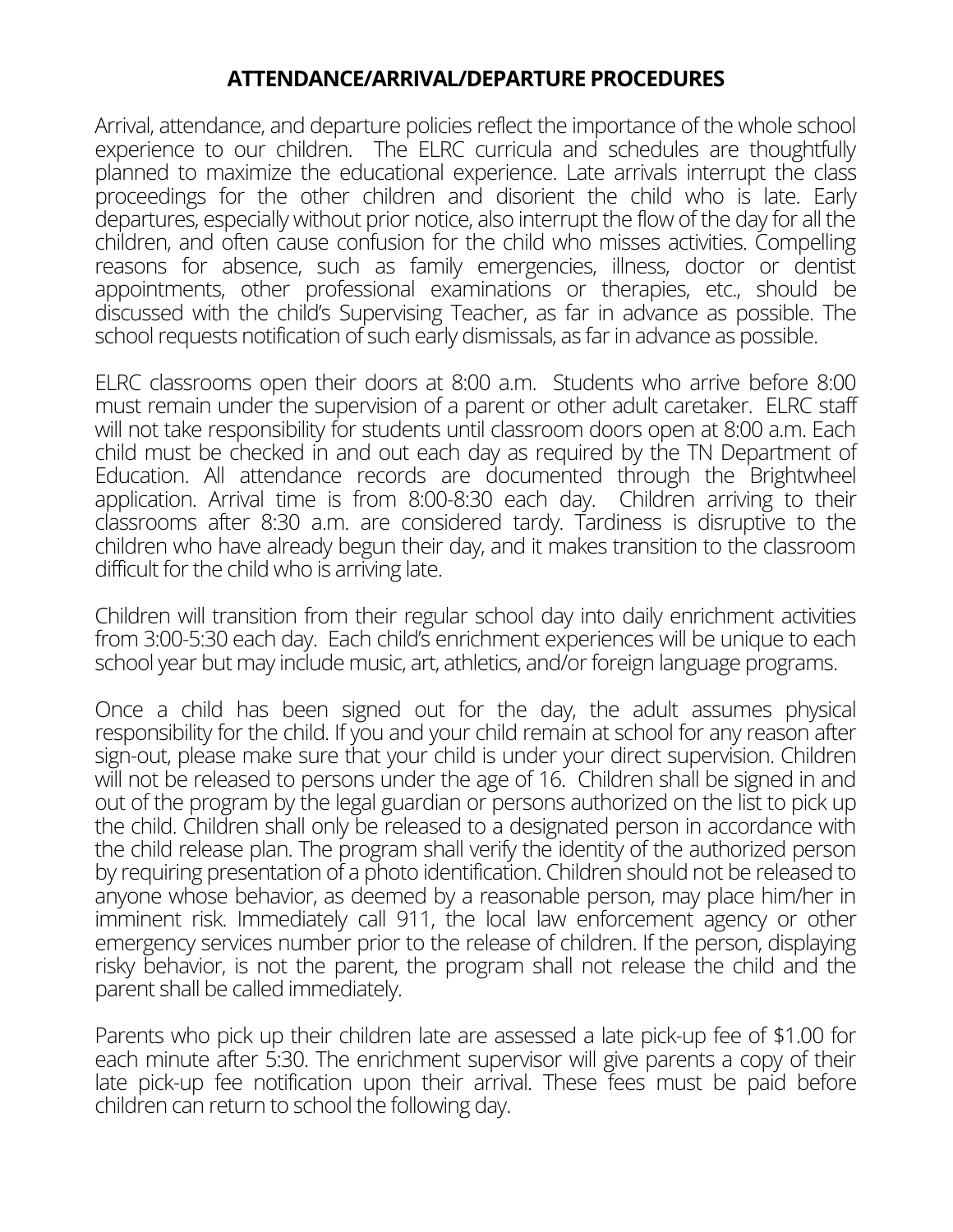## ATTENDANCE/ARRIVAL/DEPARTURE PROCEDURES

Arrival, attendance, and departure policies reflect the importance of the whole school experience to our children. The ELRC curricula and schedules are thoughtfully planned to maximize the educational experience. Late arrivals interrupt the class proceedings for the other children and disorient the child who is late. Early departures, especially without prior notice, also interrupt the flow of the day for all the children, and often cause confusion for the child who misses activities. Compelling reasons for absence, such as family emergencies, illness, doctor or dentist appointments, other professional examinations or therapies, etc., should be discussed with the child's Supervising Teacher, as far in advance as possible. The school requests notification of such early dismissals, as far in advance as possible.

ELRC classrooms open their doors at 8:00 a.m. Students who arrive before 8:00 must remain under the supervision of a parent or other adult caretaker. ELRC staff will not take responsibility for students until classroom doors open at 8:00 a.m. Each child must be checked in and out each day as required by the TN Department of Education. All attendance records are documented through the Brightwheel application. Arrival time is from 8:00-8:30 each day. Children arriving to their classrooms after 8:30 a.m. are considered tardy. Tardiness is disruptive to the children who have already begun their day, and it makes transition to the classroom difficult for the child who is arriving late.

Children will transition from their regular school day into daily enrichment activities from 3:00-5:30 each day. Each child's enrichment experiences will be unique to each school year but may include music, art, athletics, and/or foreign language programs.

Once a child has been signed out for the day, the adult assumes physical responsibility for the child. If you and your child remain at school for any reason after sign-out, please make sure that your child is under your direct supervision. Children will not be released to persons under the age of 16. Children shall be signed in and out of the program by the legal guardian or persons authorized on the list to pick up the child. Children shall only be released to a designated person in accordance with the child release plan. The program shall verify the identity of the authorized person by requiring presentation of a photo identification. Children should not be released to anyone whose behavior, as deemed by a reasonable person, may place him/her in imminent risk. Immediately call 911, the local law enforcement agency or other emergency services number prior to the release of children. If the person, displaying risky behavior, is not the parent, the program shall not release the child and the parent shall be called immediately.

Parents who pick up their children late are assessed a late pick-up fee of $1.00 for each minute after 5:30. The enrichment supervisor will give parents a copy of their late pick-up fee notification upon their arrival. These fees must be paid before children can return to school the following day.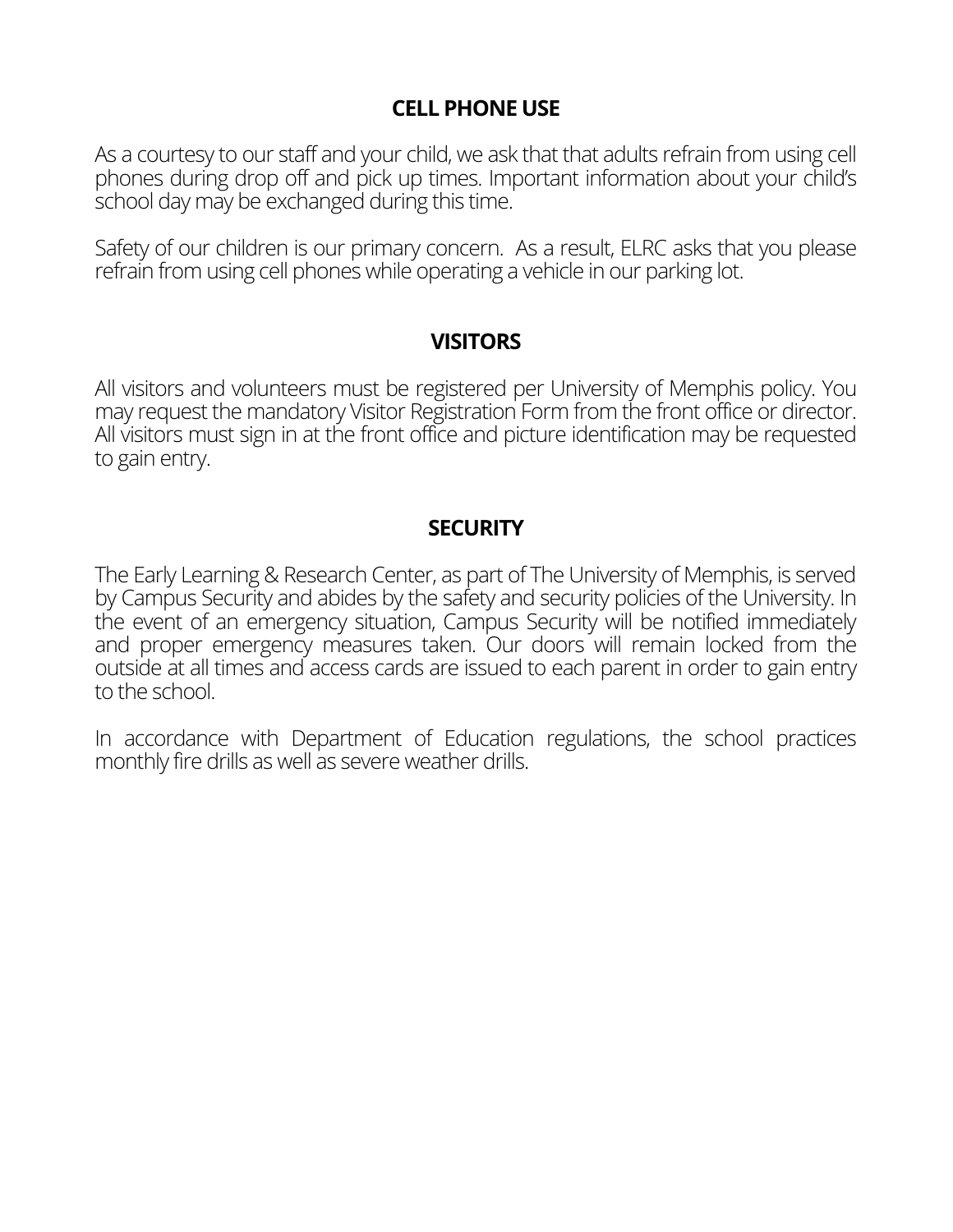## CELL PHONE USE

As a courtesy to our staff and your child, we ask that that adults refrain from using cell phones during drop off and pick up times. Important information about your child's school day may be exchanged during this time.

Safety of our children is our primary concern. As a result, ELRC asks that you please refrain from using cell phones while operating a vehicle in our parking lot.

## VISITORS

All visitors and volunteers must be registered per University of Memphis policy. You may request the mandatory Visitor Registration Form from the front office or director. All visitors must sign in at the front office and picture identification may be requested to gain entry.

## SECURITY

The Early Learning & Research Center, as part of The University of Memphis, is served by Campus Security and abides by the safety and security policies of the University. In the event of an emergency situation, Campus Security will be notified immediately and proper emergency measures taken. Our doors will remain locked from the outside at all times and access cards are issued to each parent in order to gain entry to the school.

In accordance with Department of Education regulations, the school practices monthly fire drills as well as severe weather drills.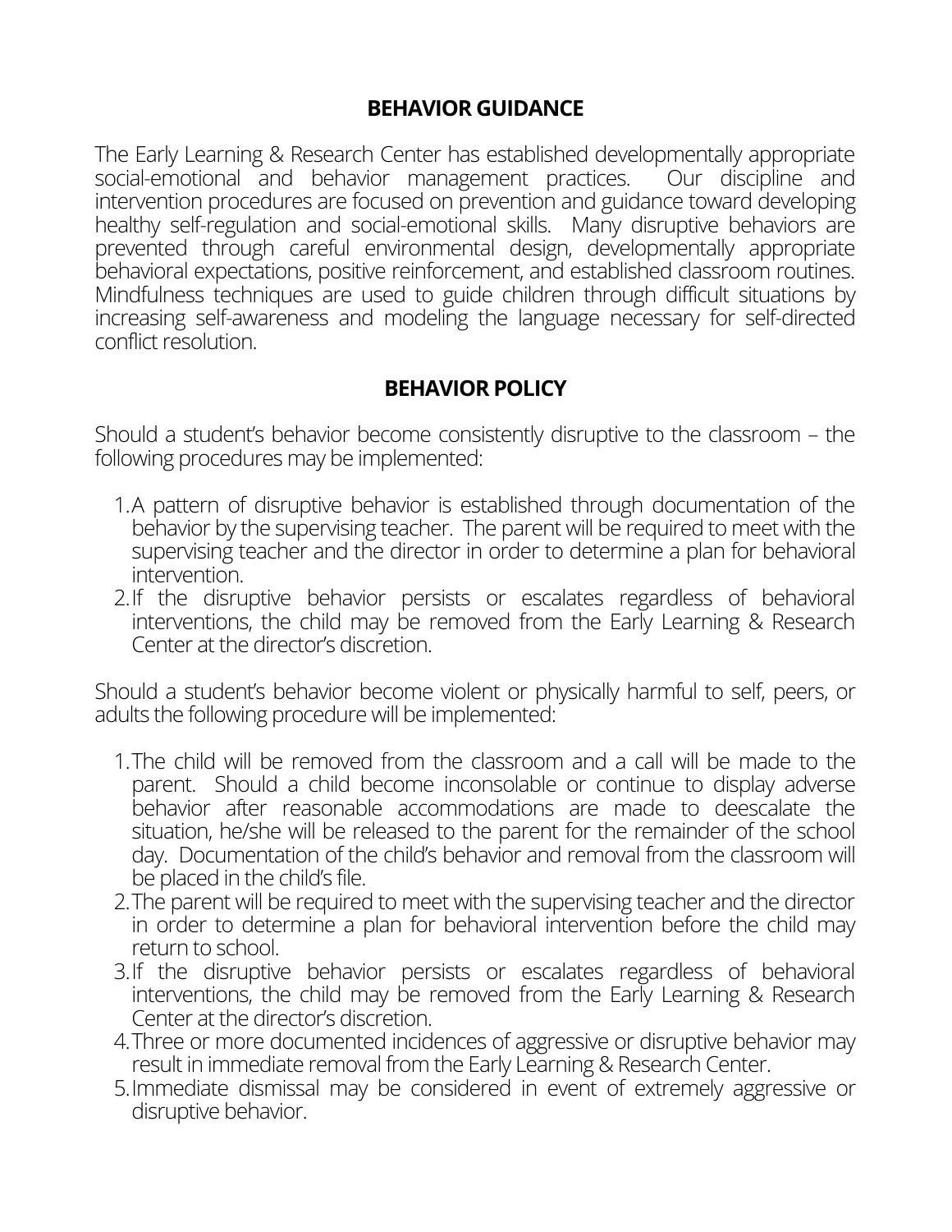## BEHAVIOR GUIDANCE

The Early Learning & Research Center has established developmentally appropriate social-emotional and behavior management practices. Our discipline and intervention procedures are focused on prevention and guidance toward developing healthy self-regulation and social-emotional skills. Many disruptive behaviors are prevented through careful environmental design, developmentally appropriate behavioral expectations, positive reinforcement, and established classroom routines. Mindfulness techniques are used to guide children through difficult situations by increasing self-awareness and modeling the language necessary for self-directed conflict resolution.

## BEHAVIOR POLICY

Should a student's behavior become consistently disruptive to the classroom – the following procedures may be implemented:

1. A pattern of disruptive behavior is established through documentation of the behavior by the supervising teacher. The parent will be required to meet with the supervising teacher and the director in order to determine a plan for behavioral intervention.
2. If the disruptive behavior persists or escalates regardless of behavioral interventions, the child may be removed from the Early Learning & Research Center at the director's discretion.

Should a student's behavior become violent or physically harmful to self, peers, or adults the following procedure will be implemented:

1. The child will be removed from the classroom and a call will be made to the parent. Should a child become inconsolable or continue to display adverse behavior after reasonable accommodations are made to deescalate the situation, he/she will be released to the parent for the remainder of the school day. Documentation of the child's behavior and removal from the classroom will be placed in the child's file.
2. The parent will be required to meet with the supervising teacher and the director in order to determine a plan for behavioral intervention before the child may return to school.
3. If the disruptive behavior persists or escalates regardless of behavioral interventions, the child may be removed from the Early Learning & Research Center at the director's discretion.
4. Three or more documented incidences of aggressive or disruptive behavior may result in immediate removal from the Early Learning & Research Center.
5. Immediate dismissal may be considered in event of extremely aggressive or disruptive behavior.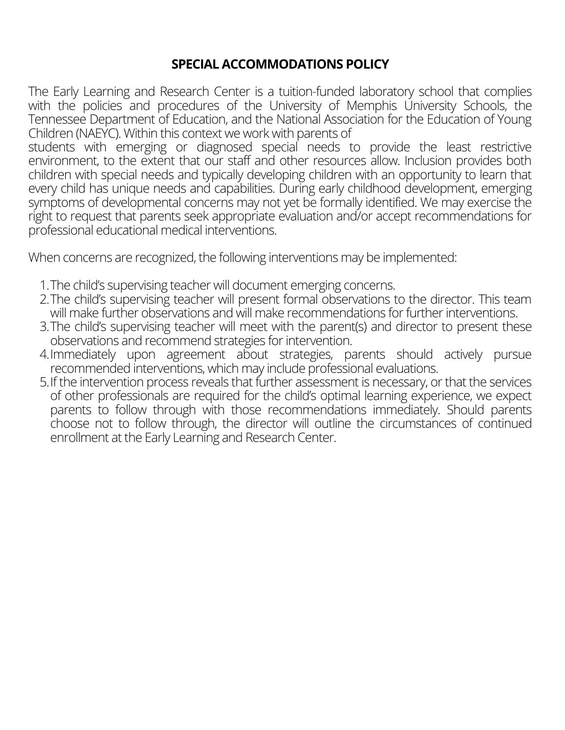## SPECIAL ACCOMMODATIONS POLICY

The Early Learning and Research Center is a tuition-funded laboratory school that complies with the policies and procedures of the University of Memphis University Schools, the Tennessee Department of Education, and the National Association for the Education of Young Children (NAEYC). Within this context we work with parents of students with emerging or diagnosed special needs to provide the least restrictive environment, to the extent that our staff and other resources allow. Inclusion provides both children with special needs and typically developing children with an opportunity to learn that every child has unique needs and capabilities. During early childhood development, emerging symptoms of developmental concerns may not yet be formally identified. We may exercise the right to request that parents seek appropriate evaluation and/or accept recommendations for professional educational medical interventions.

When concerns are recognized, the following interventions may be implemented:

1. The child's supervising teacher will document emerging concerns.
2. The child's supervising teacher will present formal observations to the director. This team will make further observations and will make recommendations for further interventions.
3. The child's supervising teacher will meet with the parent(s) and director to present these observations and recommend strategies for intervention.
4. Immediately upon agreement about strategies, parents should actively pursue recommended interventions, which may include professional evaluations.
5. If the intervention process reveals that further assessment is necessary, or that the services of other professionals are required for the child's optimal learning experience, we expect parents to follow through with those recommendations immediately. Should parents choose not to follow through, the director will outline the circumstances of continued enrollment at the Early Learning and Research Center.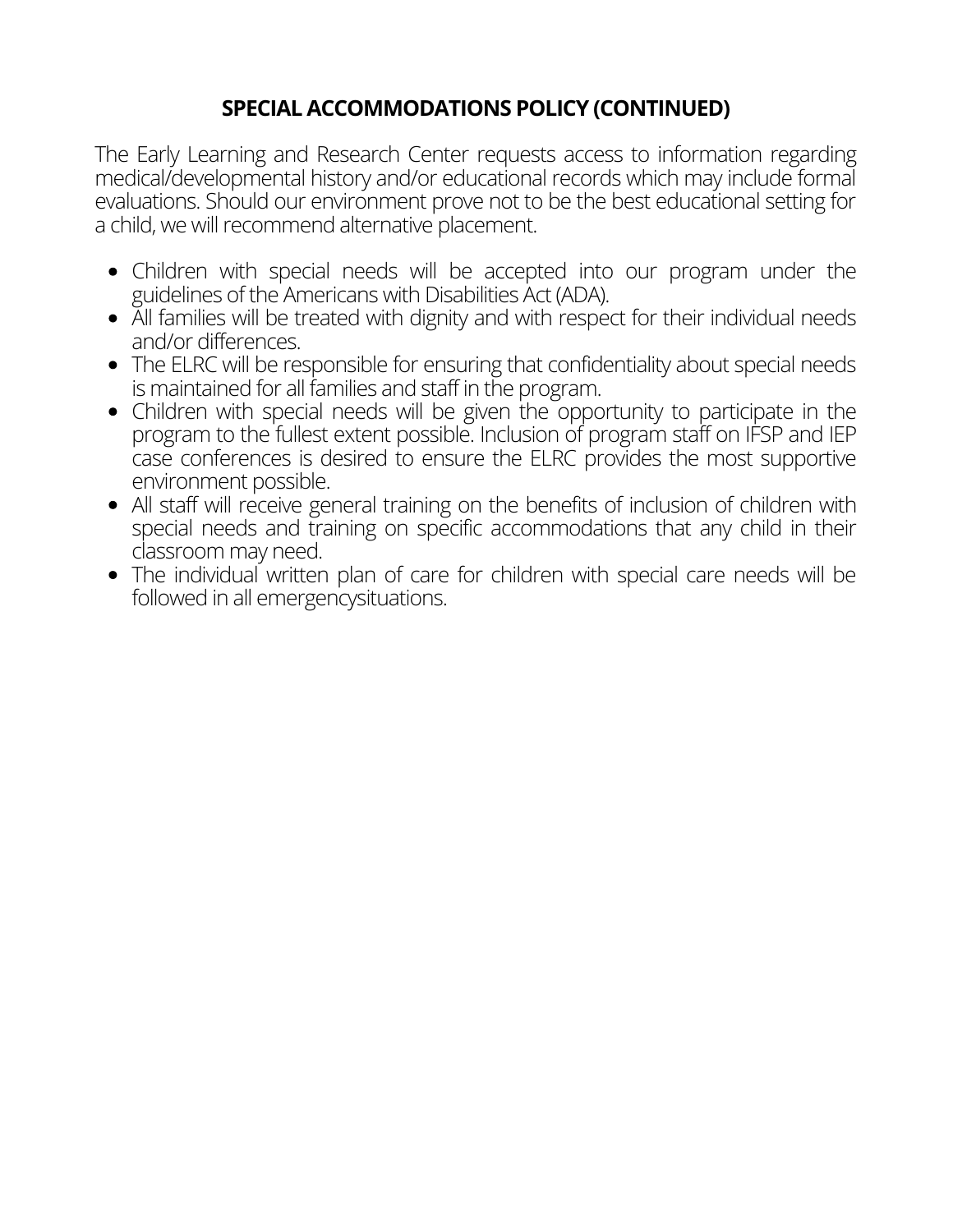## SPECIAL ACCOMMODATIONS POLICY (CONTINUED)

The Early Learning and Research Center requests access to information regarding medical/developmental history and/or educational records which may include formal evaluations. Should our environment prove not to be the best educational setting for a child, we will recommend alternative placement.

- Children with special needs will be accepted into our program under the guidelines of the Americans with Disabilities Act (ADA).
- All families will be treated with dignity and with respect for their individual needs and/or differences.
- The ELRC will be responsible for ensuring that confidentiality about special needs is maintained for all families and staff in the program.
- Children with special needs will be given the opportunity to participate in the program to the fullest extent possible. Inclusion of program staff on IFSP and IEP case conferences is desired to ensure the ELRC provides the most supportive environment possible.
- All staff will receive general training on the benefits of inclusion of children with special needs and training on specific accommodations that any child in their classroom may need.
- The individual written plan of care for children with special care needs will be followed in all emergencysituations.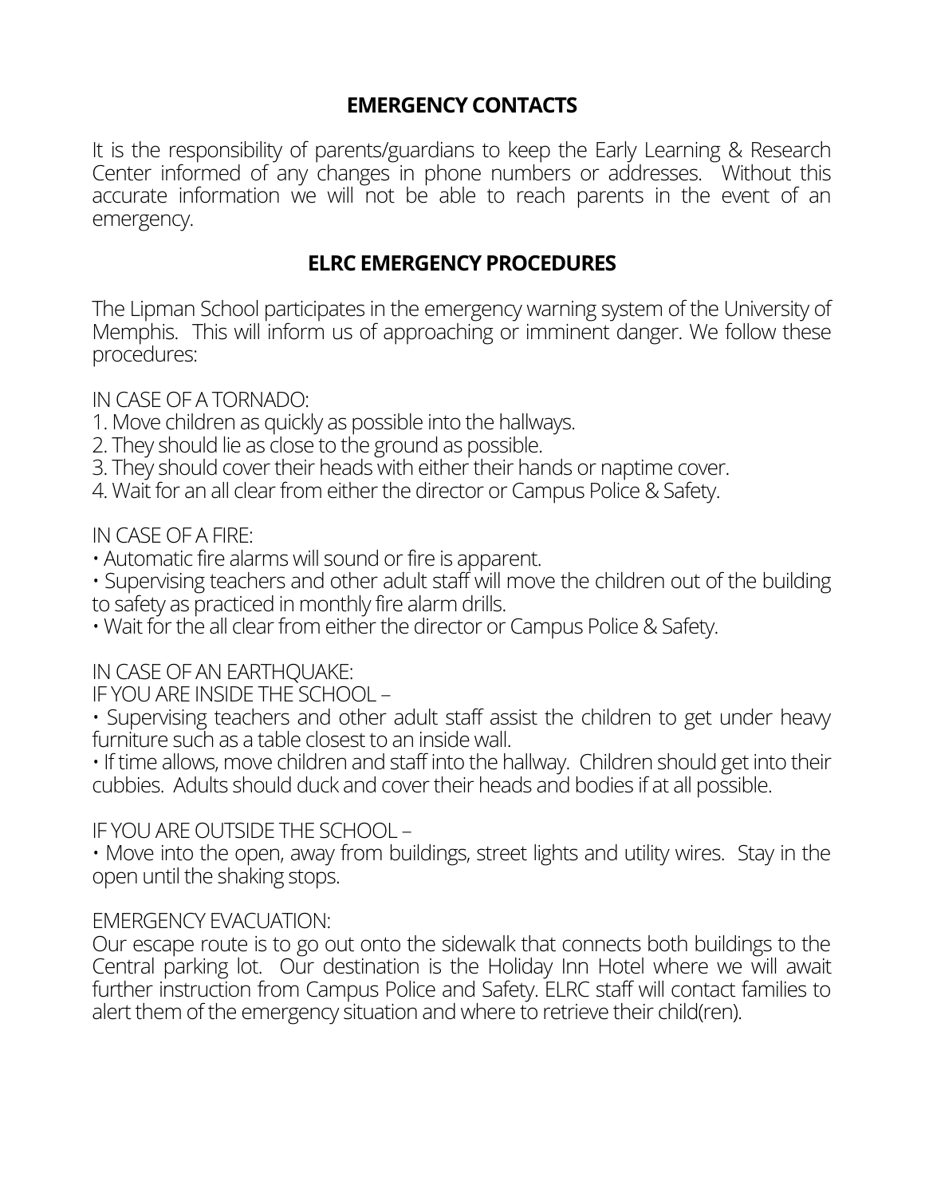## EMERGENCY CONTACTS

It is the responsibility of parents/guardians to keep the Early Learning & Research Center informed of any changes in phone numbers or addresses. Without this accurate information we will not be able to reach parents in the event of an emergency.

## ELRC EMERGENCY PROCEDURES

The Lipman School participates in the emergency warning system of the University of Memphis. This will inform us of approaching or imminent danger. We follow these procedures:

IN CASE OF A TORNADO:

1. Move children as quickly as possible into the hallways.
2. They should lie as close to the ground as possible.
3. They should cover their heads with either their hands or naptime cover.
4. Wait for an all clear from either the director or Campus Police & Safety.

IN CASE OF A FIRE:

• Automatic fire alarms will sound or fire is apparent.
• Supervising teachers and other adult staff will move the children out of the building to safety as practiced in monthly fire alarm drills.
• Wait for the all clear from either the director or Campus Police & Safety.

IN CASE OF AN EARTHQUAKE:

IF YOU ARE INSIDE THE SCHOOL –

• Supervising teachers and other adult staff assist the children to get under heavy furniture such as a table closest to an inside wall.
• If time allows, move children and staff into the hallway. Children should get into their cubbies. Adults should duck and cover their heads and bodies if at all possible.

IF YOU ARE OUTSIDE THE SCHOOL –

• Move into the open, away from buildings, street lights and utility wires. Stay in the open until the shaking stops.

EMERGENCY EVACUATION:

Our escape route is to go out onto the sidewalk that connects both buildings to the Central parking lot. Our destination is the Holiday Inn Hotel where we will await further instruction from Campus Police and Safety. ELRC staff will contact families to alert them of the emergency situation and where to retrieve their child(ren).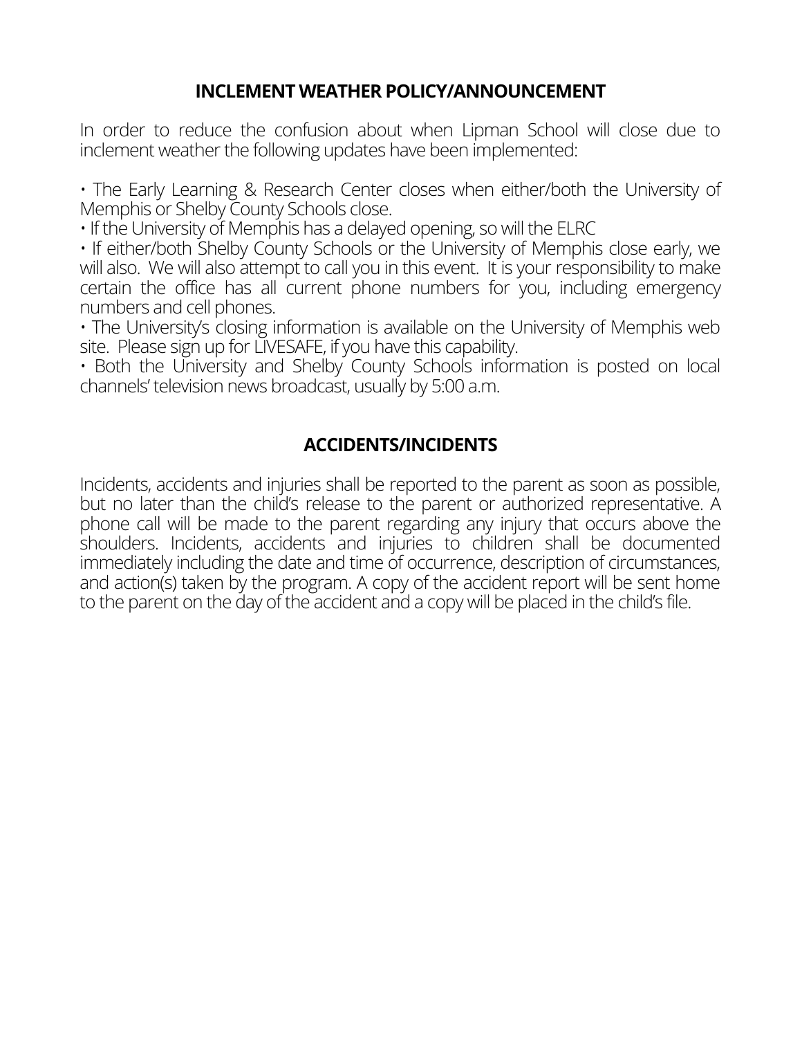## INCLEMENT WEATHER POLICY/ANNOUNCEMENT

In order to reduce the confusion about when Lipman School will close due to inclement weather the following updates have been implemented:

- The Early Learning & Research Center closes when either/both the University of Memphis or Shelby County Schools close.
- If the University of Memphis has a delayed opening, so will the ELRC
- If either/both Shelby County Schools or the University of Memphis close early, we will also. We will also attempt to call you in this event. It is your responsibility to make certain the office has all current phone numbers for you, including emergency numbers and cell phones.
- The University's closing information is available on the University of Memphis web site. Please sign up for LIVESAFE, if you have this capability.
- Both the University and Shelby County Schools information is posted on local channels' television news broadcast, usually by 5:00 a.m.

## ACCIDENTS/INCIDENTS

Incidents, accidents and injuries shall be reported to the parent as soon as possible, but no later than the child's release to the parent or authorized representative. A phone call will be made to the parent regarding any injury that occurs above the shoulders. Incidents, accidents and injuries to children shall be documented immediately including the date and time of occurrence, description of circumstances, and action(s) taken by the program. A copy of the accident report will be sent home to the parent on the day of the accident and a copy will be placed in the child's file.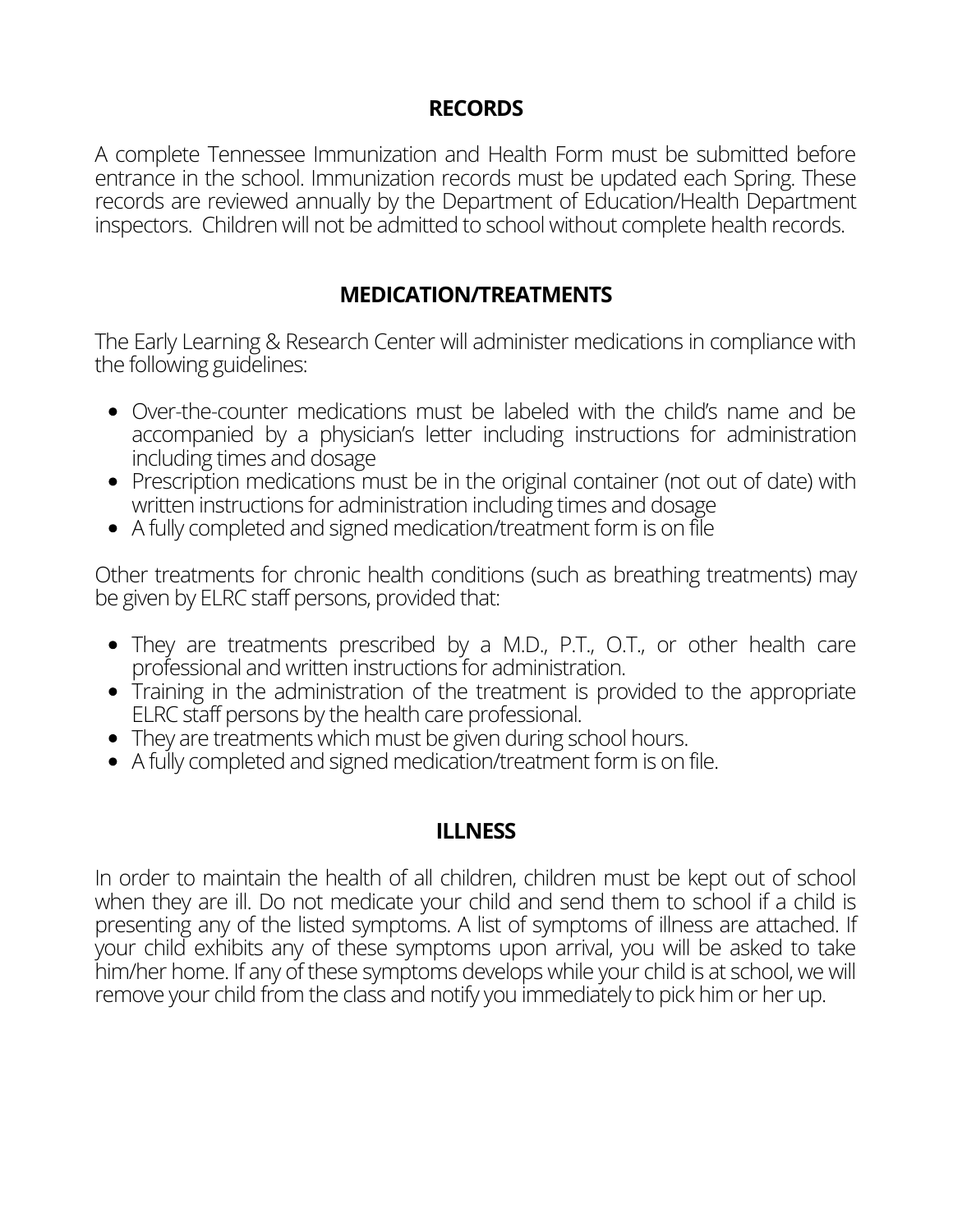## RECORDS

A complete Tennessee Immunization and Health Form must be submitted before entrance in the school. Immunization records must be updated each Spring. These records are reviewed annually by the Department of Education/Health Department inspectors. Children will not be admitted to school without complete health records.

## MEDICATION/TREATMENTS

The Early Learning & Research Center will administer medications in compliance with the following guidelines:

- Over-the-counter medications must be labeled with the child's name and be accompanied by a physician's letter including instructions for administration including times and dosage
- Prescription medications must be in the original container (not out of date) with written instructions for administration including times and dosage
- A fully completed and signed medication/treatment form is on file

Other treatments for chronic health conditions (such as breathing treatments) may be given by ELRC staff persons, provided that:

- They are treatments prescribed by a M.D., P.T., O.T., or other health care professional and written instructions for administration.
- Training in the administration of the treatment is provided to the appropriate ELRC staff persons by the health care professional.
- They are treatments which must be given during school hours.
- A fully completed and signed medication/treatment form is on file.

## ILLNESS

In order to maintain the health of all children, children must be kept out of school when they are ill. Do not medicate your child and send them to school if a child is presenting any of the listed symptoms. A list of symptoms of illness are attached. If your child exhibits any of these symptoms upon arrival, you will be asked to take him/her home. If any of these symptoms develops while your child is at school, we will remove your child from the class and notify you immediately to pick him or her up.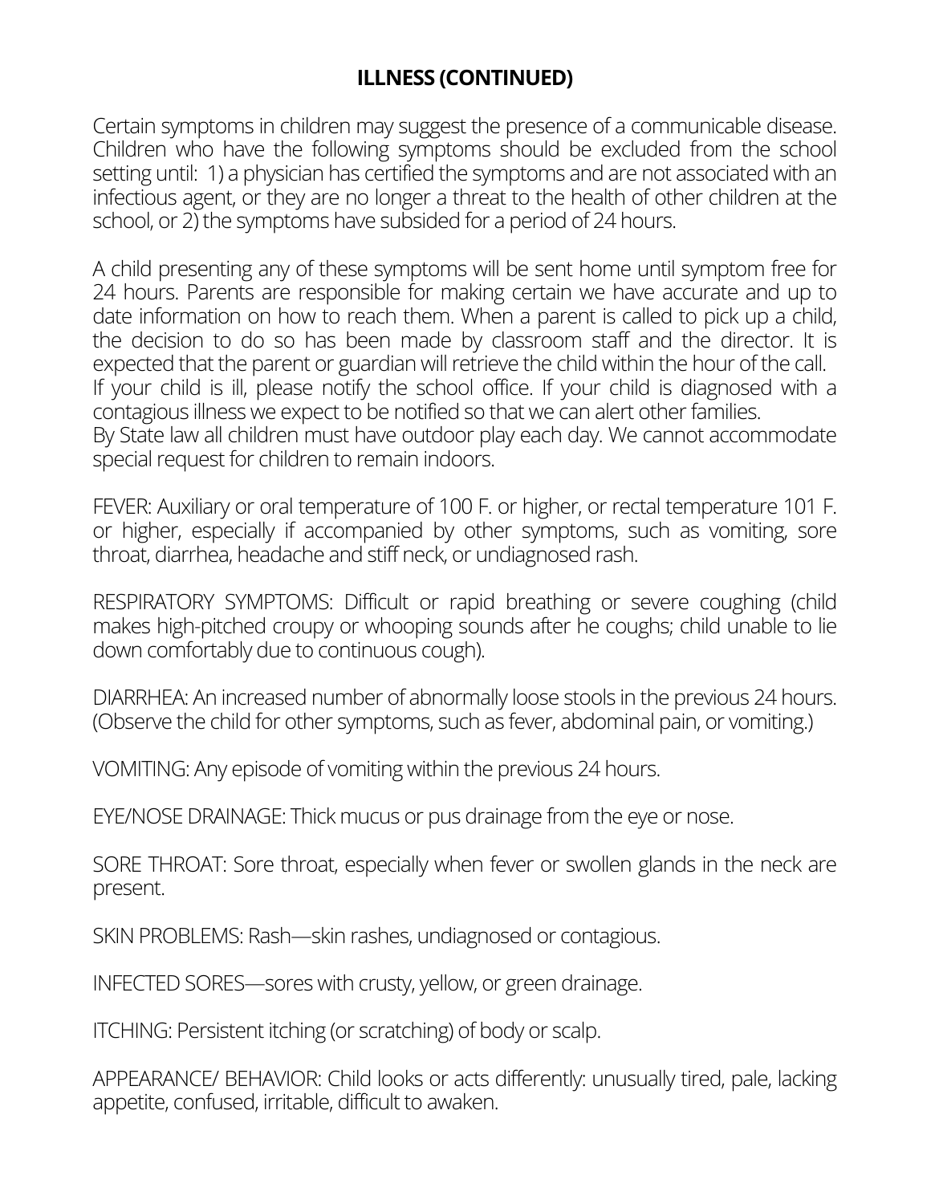## ILLNESS (CONTINUED)

Certain symptoms in children may suggest the presence of a communicable disease. Children who have the following symptoms should be excluded from the school setting until: 1) a physician has certified the symptoms and are not associated with an infectious agent, or they are no longer a threat to the health of other children at the school, or 2) the symptoms have subsided for a period of 24 hours.

A child presenting any of these symptoms will be sent home until symptom free for 24 hours. Parents are responsible for making certain we have accurate and up to date information on how to reach them. When a parent is called to pick up a child, the decision to do so has been made by classroom staff and the director. It is expected that the parent or guardian will retrieve the child within the hour of the call.
If your child is ill, please notify the school office. If your child is diagnosed with a contagious illness we expect to be notified so that we can alert other families.
By State law all children must have outdoor play each day. We cannot accommodate special request for children to remain indoors.

FEVER: Auxiliary or oral temperature of 100 F. or higher, or rectal temperature 101 F. or higher, especially if accompanied by other symptoms, such as vomiting, sore throat, diarrhea, headache and stiff neck, or undiagnosed rash.

RESPIRATORY SYMPTOMS: Difficult or rapid breathing or severe coughing (child makes high-pitched croupy or whooping sounds after he coughs; child unable to lie down comfortably due to continuous cough).

DIARRHEA: An increased number of abnormally loose stools in the previous 24 hours. (Observe the child for other symptoms, such as fever, abdominal pain, or vomiting.)

VOMITING: Any episode of vomiting within the previous 24 hours.

EYE/NOSE DRAINAGE: Thick mucus or pus drainage from the eye or nose.

SORE THROAT: Sore throat, especially when fever or swollen glands in the neck are present.

SKIN PROBLEMS: Rash—skin rashes, undiagnosed or contagious.

INFECTED SORES—sores with crusty, yellow, or green drainage.

ITCHING: Persistent itching (or scratching) of body or scalp.

APPEARANCE/ BEHAVIOR: Child looks or acts differently: unusually tired, pale, lacking appetite, confused, irritable, difficult to awaken.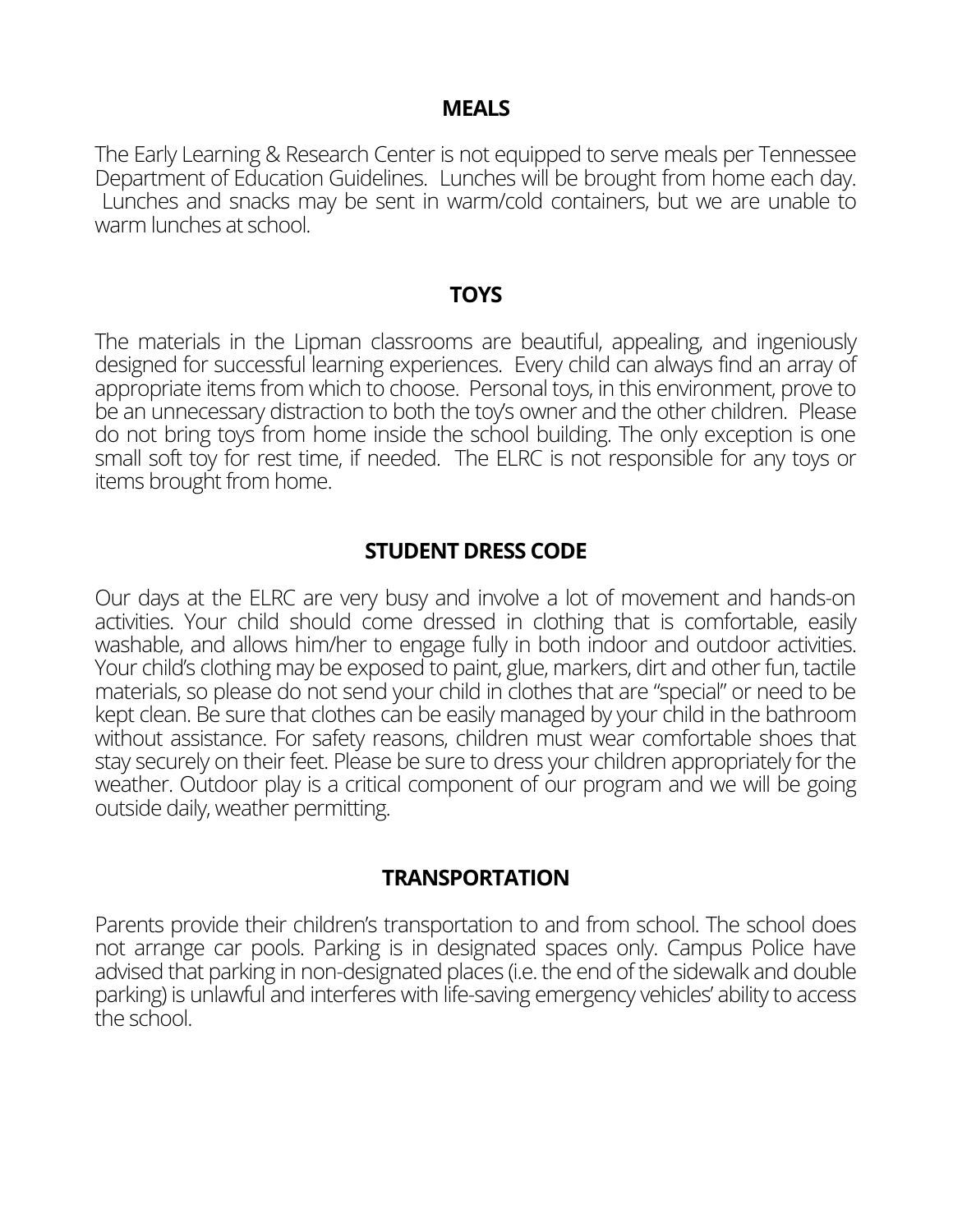## MEALS

The Early Learning & Research Center is not equipped to serve meals per Tennessee Department of Education Guidelines. Lunches will be brought from home each day. Lunches and snacks may be sent in warm/cold containers, but we are unable to warm lunches at school.

## TOYS

The materials in the Lipman classrooms are beautiful, appealing, and ingeniously designed for successful learning experiences. Every child can always find an array of appropriate items from which to choose. Personal toys, in this environment, prove to be an unnecessary distraction to both the toy's owner and the other children. Please do not bring toys from home inside the school building. The only exception is one small soft toy for rest time, if needed. The ELRC is not responsible for any toys or items brought from home.

## STUDENT DRESS CODE

Our days at the ELRC are very busy and involve a lot of movement and hands-on activities. Your child should come dressed in clothing that is comfortable, easily washable, and allows him/her to engage fully in both indoor and outdoor activities. Your child's clothing may be exposed to paint, glue, markers, dirt and other fun, tactile materials, so please do not send your child in clothes that are "special" or need to be kept clean. Be sure that clothes can be easily managed by your child in the bathroom without assistance. For safety reasons, children must wear comfortable shoes that stay securely on their feet. Please be sure to dress your children appropriately for the weather. Outdoor play is a critical component of our program and we will be going outside daily, weather permitting.

## TRANSPORTATION

Parents provide their children's transportation to and from school. The school does not arrange car pools. Parking is in designated spaces only. Campus Police have advised that parking in non-designated places (i.e. the end of the sidewalk and double parking) is unlawful and interferes with life-saving emergency vehicles' ability to access the school.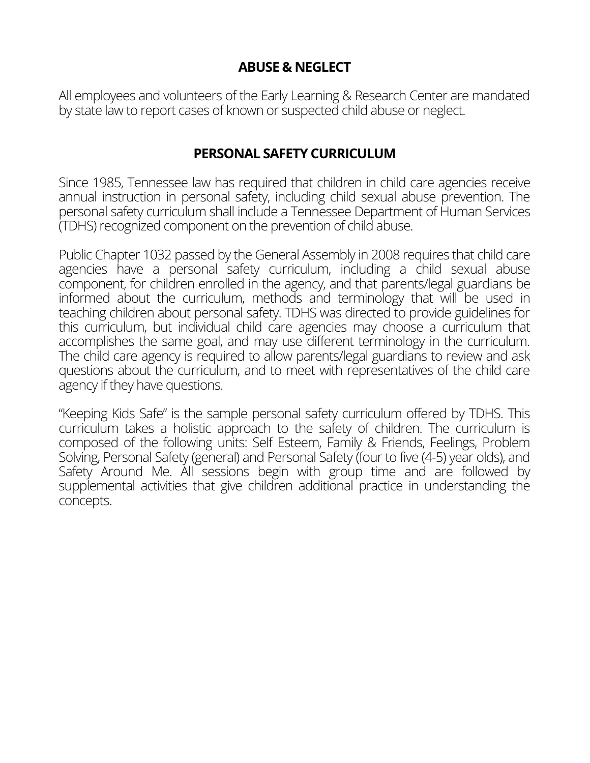## ABUSE & NEGLECT

All employees and volunteers of the Early Learning & Research Center are mandated by state law to report cases of known or suspected child abuse or neglect.

## PERSONAL SAFETY CURRICULUM

Since 1985, Tennessee law has required that children in child care agencies receive annual instruction in personal safety, including child sexual abuse prevention. The personal safety curriculum shall include a Tennessee Department of Human Services (TDHS) recognized component on the prevention of child abuse.

Public Chapter 1032 passed by the General Assembly in 2008 requires that child care agencies have a personal safety curriculum, including a child sexual abuse component, for children enrolled in the agency, and that parents/legal guardians be informed about the curriculum, methods and terminology that will be used in teaching children about personal safety. TDHS was directed to provide guidelines for this curriculum, but individual child care agencies may choose a curriculum that accomplishes the same goal, and may use different terminology in the curriculum. The child care agency is required to allow parents/legal guardians to review and ask questions about the curriculum, and to meet with representatives of the child care agency if they have questions.

"Keeping Kids Safe" is the sample personal safety curriculum offered by TDHS. This curriculum takes a holistic approach to the safety of children. The curriculum is composed of the following units: Self Esteem, Family & Friends, Feelings, Problem Solving, Personal Safety (general) and Personal Safety (four to five (4-5) year olds), and Safety Around Me. All sessions begin with group time and are followed by supplemental activities that give children additional practice in understanding the concepts.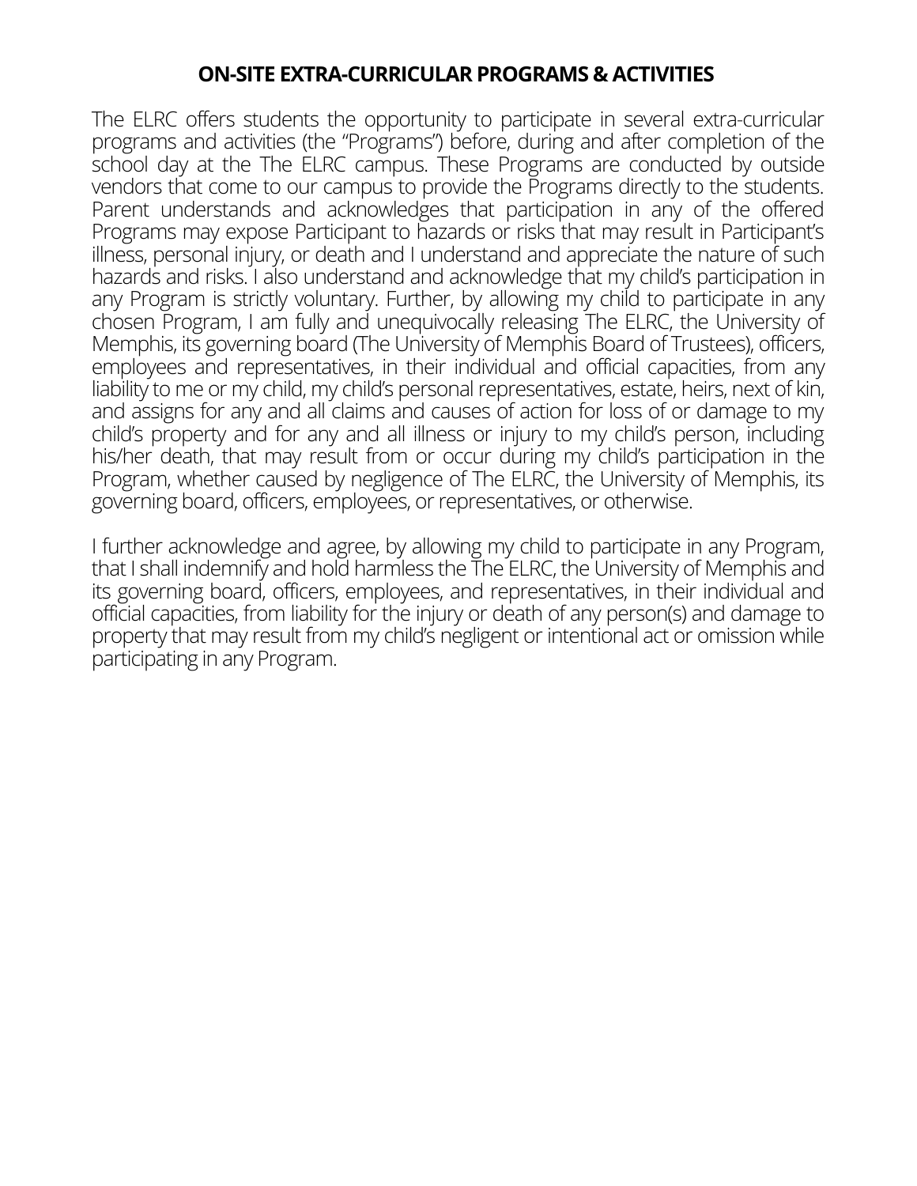## ON-SITE EXTRA-CURRICULAR PROGRAMS & ACTIVITIES

The ELRC offers students the opportunity to participate in several extra-curricular programs and activities (the "Programs") before, during and after completion of the school day at the The ELRC campus. These Programs are conducted by outside vendors that come to our campus to provide the Programs directly to the students. Parent understands and acknowledges that participation in any of the offered Programs may expose Participant to hazards or risks that may result in Participant's illness, personal injury, or death and I understand and appreciate the nature of such hazards and risks. I also understand and acknowledge that my child's participation in any Program is strictly voluntary. Further, by allowing my child to participate in any chosen Program, I am fully and unequivocally releasing The ELRC, the University of Memphis, its governing board (The University of Memphis Board of Trustees), officers, employees and representatives, in their individual and official capacities, from any liability to me or my child, my child's personal representatives, estate, heirs, next of kin, and assigns for any and all claims and causes of action for loss of or damage to my child's property and for any and all illness or injury to my child's person, including his/her death, that may result from or occur during my child's participation in the Program, whether caused by negligence of The ELRC, the University of Memphis, its governing board, officers, employees, or representatives, or otherwise.

I further acknowledge and agree, by allowing my child to participate in any Program, that I shall indemnify and hold harmless the The ELRC, the University of Memphis and its governing board, officers, employees, and representatives, in their individual and official capacities, from liability for the injury or death of any person(s) and damage to property that may result from my child's negligent or intentional act or omission while participating in any Program.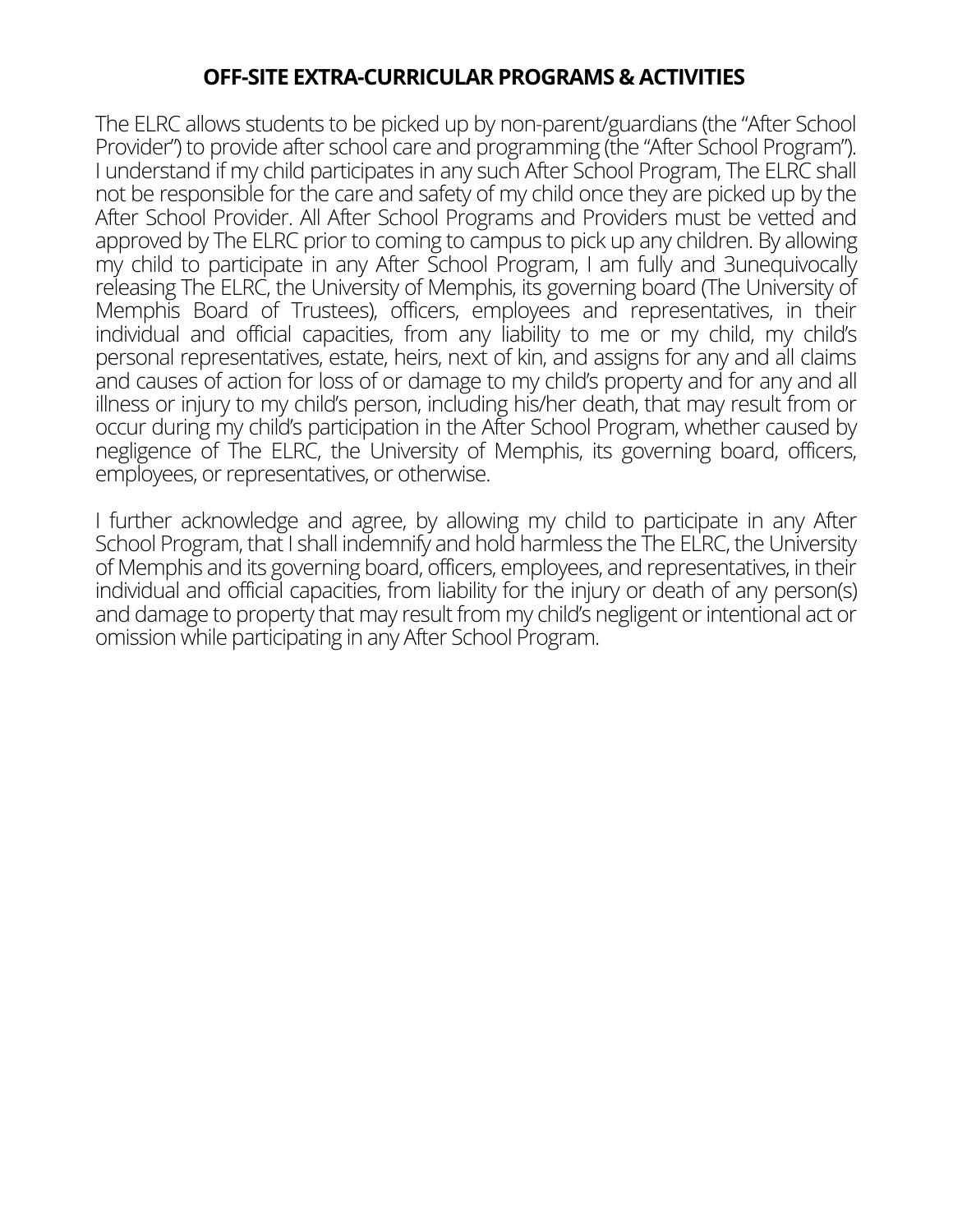## OFF-SITE EXTRA-CURRICULAR PROGRAMS & ACTIVITIES

The ELRC allows students to be picked up by non-parent/guardians (the "After School Provider") to provide after school care and programming (the "After School Program"). I understand if my child participates in any such After School Program, The ELRC shall not be responsible for the care and safety of my child once they are picked up by the After School Provider. All After School Programs and Providers must be vetted and approved by The ELRC prior to coming to campus to pick up any children. By allowing my child to participate in any After School Program, I am fully and 3unequivocally releasing The ELRC, the University of Memphis, its governing board (The University of Memphis Board of Trustees), officers, employees and representatives, in their individual and official capacities, from any liability to me or my child, my child's personal representatives, estate, heirs, next of kin, and assigns for any and all claims and causes of action for loss of or damage to my child's property and for any and all illness or injury to my child's person, including his/her death, that may result from or occur during my child's participation in the After School Program, whether caused by negligence of The ELRC, the University of Memphis, its governing board, officers, employees, or representatives, or otherwise.

I further acknowledge and agree, by allowing my child to participate in any After School Program, that I shall indemnify and hold harmless the The ELRC, the University of Memphis and its governing board, officers, employees, and representatives, in their individual and official capacities, from liability for the injury or death of any person(s) and damage to property that may result from my child's negligent or intentional act or omission while participating in any After School Program.